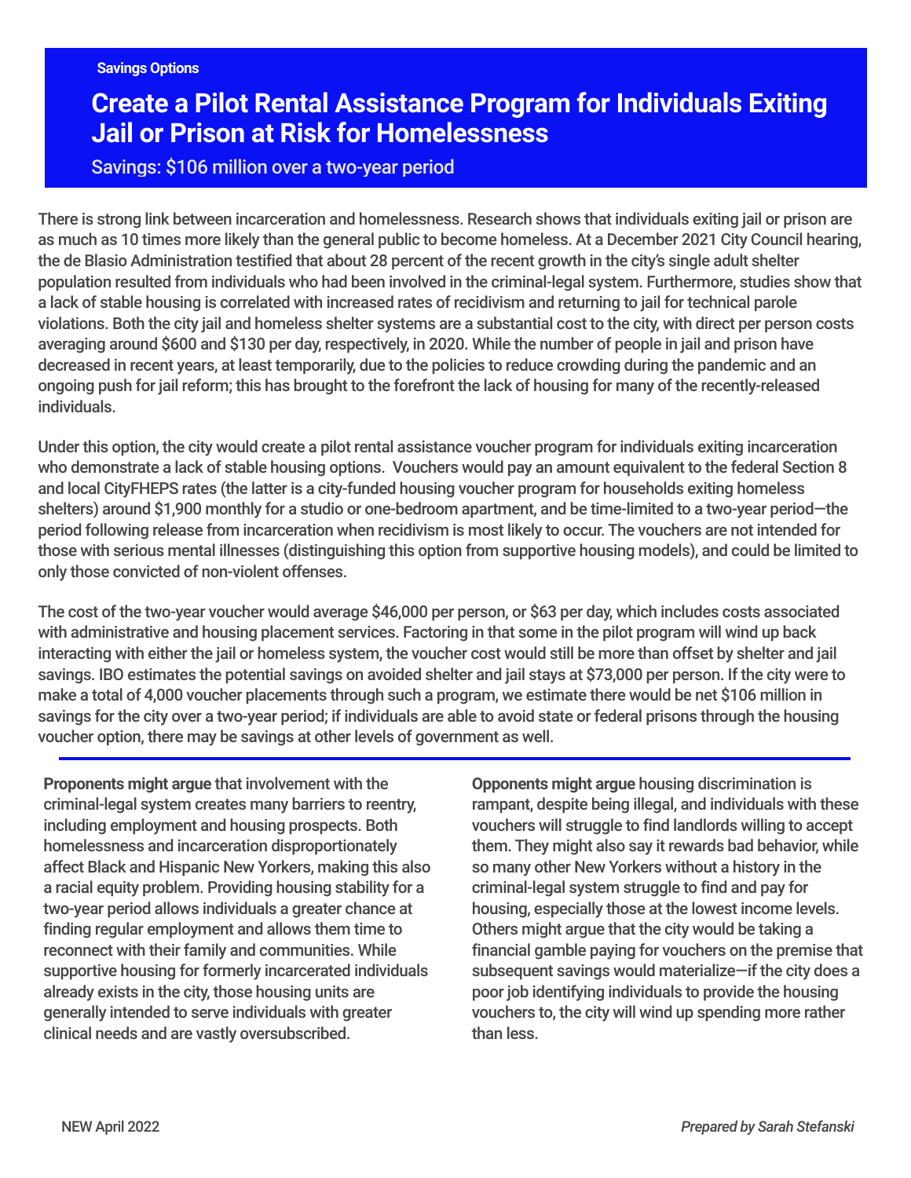Savings Options

# Create a Pilot Rental Assistance Program for Individuals Exiting Jail or Prison at Risk for Homelessness

Savings: $106 million over a two-year period

There is strong link between incarceration and homelessness. Research shows that individuals exiting jail or prison are as much as 10 times more likely than the general public to become homeless. At a December 2021 City Council hearing, the de Blasio Administration testified that about 28 percent of the recent growth in the city's single adult shelter population resulted from individuals who had been involved in the criminal-legal system. Furthermore, studies show that a lack of stable housing is correlated with increased rates of recidivism and returning to jail for technical parole violations. Both the city jail and homeless shelter systems are a substantial cost to the city, with direct per person costs averaging around $600 and $130 per day, respectively, in 2020. While the number of people in jail and prison have decreased in recent years, at least temporarily, due to the policies to reduce crowding during the pandemic and an ongoing push for jail reform; this has brought to the forefront the lack of housing for many of the recently-released individuals.

Under this option, the city would create a pilot rental assistance voucher program for individuals exiting incarceration who demonstrate a lack of stable housing options. Vouchers would pay an amount equivalent to the federal Section 8 and local CityFHEPS rates (the latter is a city-funded housing voucher program for households exiting homeless shelters) around $1,900 monthly for a studio or one-bedroom apartment, and be time-limited to a two-year period—the period following release from incarceration when recidivism is most likely to occur. The vouchers are not intended for those with serious mental illnesses (distinguishing this option from supportive housing models), and could be limited to only those convicted of non-violent offenses.

The cost of the two-year voucher would average $46,000 per person, or $63 per day, which includes costs associated with administrative and housing placement services. Factoring in that some in the pilot program will wind up back interacting with either the jail or homeless system, the voucher cost would still be more than offset by shelter and jail savings. IBO estimates the potential savings on avoided shelter and jail stays at $73,000 per person. If the city were to make a total of 4,000 voucher placements through such a program, we estimate there would be net $106 million in savings for the city over a two-year period; if individuals are able to avoid state or federal prisons through the housing voucher option, there may be savings at other levels of government as well.

**Proponents might argue** that involvement with the criminal-legal system creates many barriers to reentry, including employment and housing prospects. Both homelessness and incarceration disproportionately affect Black and Hispanic New Yorkers, making this also a racial equity problem. Providing housing stability for a two-year period allows individuals a greater chance at finding regular employment and allows them time to reconnect with their family and communities. While supportive housing for formerly incarcerated individuals already exists in the city, those housing units are generally intended to serve individuals with greater clinical needs and are vastly oversubscribed.

**Opponents might argue** housing discrimination is rampant, despite being illegal, and individuals with these vouchers will struggle to find landlords willing to accept them. They might also say it rewards bad behavior, while so many other New Yorkers without a history in the criminal-legal system struggle to find and pay for housing, especially those at the lowest income levels. Others might argue that the city would be taking a financial gamble paying for vouchers on the premise that subsequent savings would materialize—if the city does a poor job identifying individuals to provide the housing vouchers to, the city will wind up spending more rather than less.

NEW April 2022

*Prepared by Sarah Stefanski*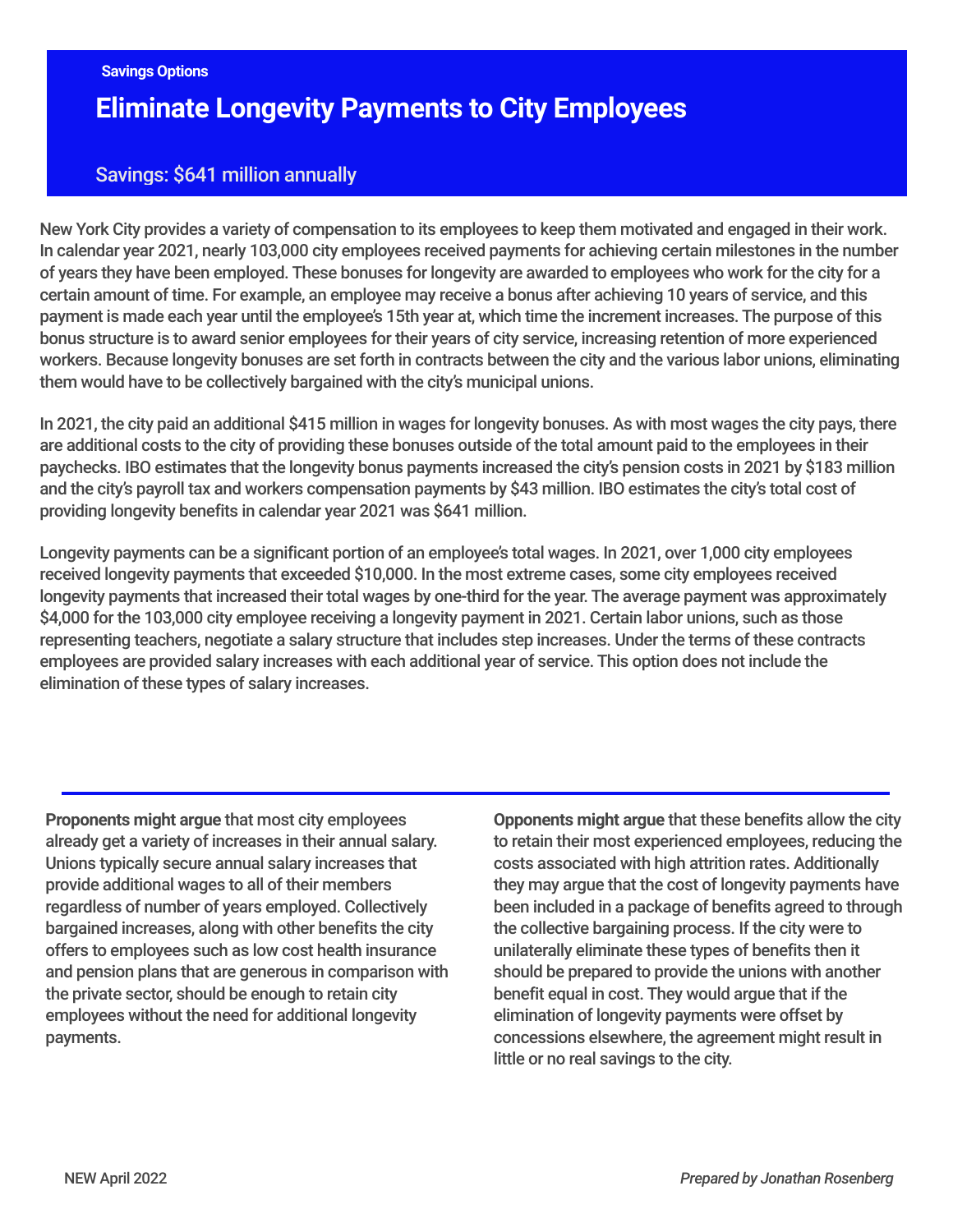Savings Options

# Eliminate Longevity Payments to City Employees

Savings: $641 million annually

New York City provides a variety of compensation to its employees to keep them motivated and engaged in their work. In calendar year 2021, nearly 103,000 city employees received payments for achieving certain milestones in the number of years they have been employed. These bonuses for longevity are awarded to employees who work for the city for a certain amount of time. For example, an employee may receive a bonus after achieving 10 years of service, and this payment is made each year until the employee's 15th year at, which time the increment increases. The purpose of this bonus structure is to award senior employees for their years of city service, increasing retention of more experienced workers. Because longevity bonuses are set forth in contracts between the city and the various labor unions, eliminating them would have to be collectively bargained with the city's municipal unions.

In 2021, the city paid an additional $415 million in wages for longevity bonuses. As with most wages the city pays, there are additional costs to the city of providing these bonuses outside of the total amount paid to the employees in their paychecks. IBO estimates that the longevity bonus payments increased the city's pension costs in 2021 by $183 million and the city's payroll tax and workers compensation payments by $43 million. IBO estimates the city's total cost of providing longevity benefits in calendar year 2021 was $641 million.

Longevity payments can be a significant portion of an employee's total wages. In 2021, over 1,000 city employees received longevity payments that exceeded $10,000. In the most extreme cases, some city employees received longevity payments that increased their total wages by one-third for the year. The average payment was approximately $4,000 for the 103,000 city employee receiving a longevity payment in 2021. Certain labor unions, such as those representing teachers, negotiate a salary structure that includes step increases. Under the terms of these contracts employees are provided salary increases with each additional year of service. This option does not include the elimination of these types of salary increases.

**Proponents might argue** that most city employees already get a variety of increases in their annual salary. Unions typically secure annual salary increases that provide additional wages to all of their members regardless of number of years employed. Collectively bargained increases, along with other benefits the city offers to employees such as low cost health insurance and pension plans that are generous in comparison with the private sector, should be enough to retain city employees without the need for additional longevity payments.

**Opponents might argue** that these benefits allow the city to retain their most experienced employees, reducing the costs associated with high attrition rates. Additionally they may argue that the cost of longevity payments have been included in a package of benefits agreed to through the collective bargaining process. If the city were to unilaterally eliminate these types of benefits then it should be prepared to provide the unions with another benefit equal in cost. They would argue that if the elimination of longevity payments were offset by concessions elsewhere, the agreement might result in little or no real savings to the city.

NEW April 2022

*Prepared by Jonathan Rosenberg*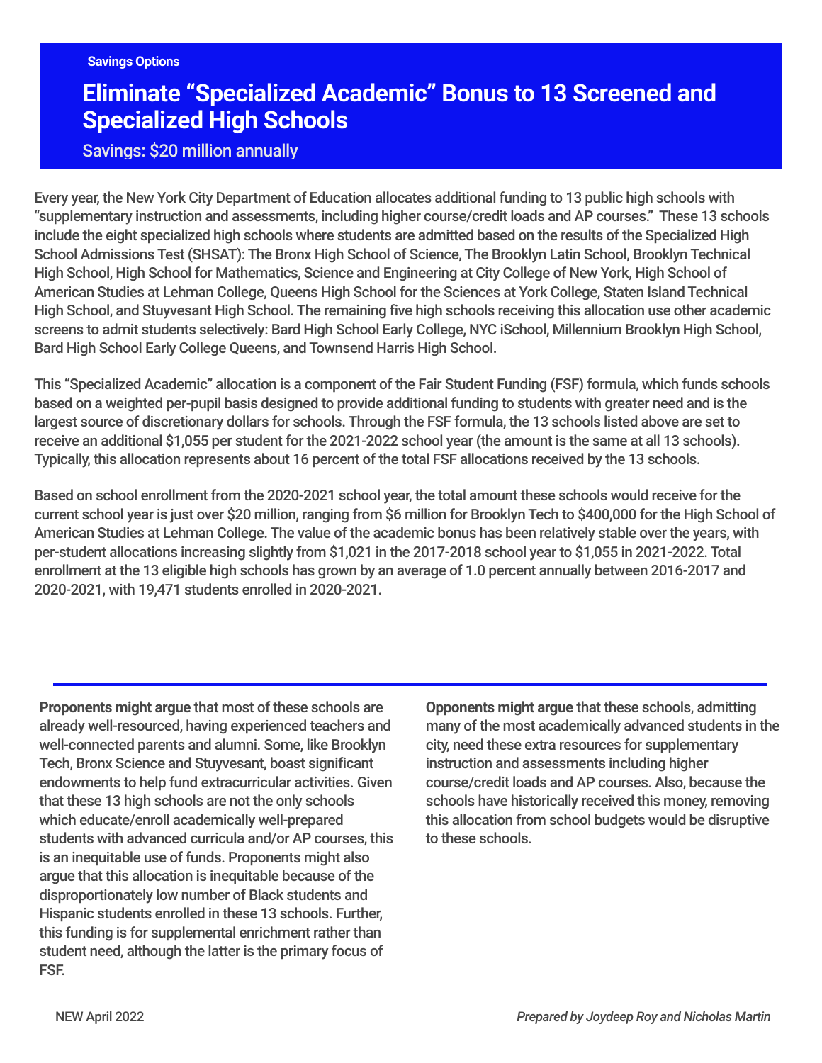Savings Options

# Eliminate "Specialized Academic" Bonus to 13 Screened and Specialized High Schools

Savings: $20 million annually

Every year, the New York City Department of Education allocates additional funding to 13 public high schools with "supplementary instruction and assessments, including higher course/credit loads and AP courses." These 13 schools include the eight specialized high schools where students are admitted based on the results of the Specialized High School Admissions Test (SHSAT): The Bronx High School of Science, The Brooklyn Latin School, Brooklyn Technical High School, High School for Mathematics, Science and Engineering at City College of New York, High School of American Studies at Lehman College, Queens High School for the Sciences at York College, Staten Island Technical High School, and Stuyvesant High School. The remaining five high schools receiving this allocation use other academic screens to admit students selectively: Bard High School Early College, NYC iSchool, Millennium Brooklyn High School, Bard High School Early College Queens, and Townsend Harris High School.

This "Specialized Academic" allocation is a component of the Fair Student Funding (FSF) formula, which funds schools based on a weighted per-pupil basis designed to provide additional funding to students with greater need and is the largest source of discretionary dollars for schools. Through the FSF formula, the 13 schools listed above are set to receive an additional $1,055 per student for the 2021-2022 school year (the amount is the same at all 13 schools). Typically, this allocation represents about 16 percent of the total FSF allocations received by the 13 schools.

Based on school enrollment from the 2020-2021 school year, the total amount these schools would receive for the current school year is just over $20 million, ranging from $6 million for Brooklyn Tech to $400,000 for the High School of American Studies at Lehman College. The value of the academic bonus has been relatively stable over the years, with per-student allocations increasing slightly from $1,021 in the 2017-2018 school year to $1,055 in 2021-2022. Total enrollment at the 13 eligible high schools has grown by an average of 1.0 percent annually between 2016-2017 and 2020-2021, with 19,471 students enrolled in 2020-2021.

**Proponents might argue** that most of these schools are already well-resourced, having experienced teachers and well-connected parents and alumni. Some, like Brooklyn Tech, Bronx Science and Stuyvesant, boast significant endowments to help fund extracurricular activities. Given that these 13 high schools are not the only schools which educate/enroll academically well-prepared students with advanced curricula and/or AP courses, this is an inequitable use of funds. Proponents might also argue that this allocation is inequitable because of the disproportionately low number of Black students and Hispanic students enrolled in these 13 schools. Further, this funding is for supplemental enrichment rather than student need, although the latter is the primary focus of FSF.

**Opponents might argue** that these schools, admitting many of the most academically advanced students in the city, need these extra resources for supplementary instruction and assessments including higher course/credit loads and AP courses. Also, because the schools have historically received this money, removing this allocation from school budgets would be disruptive to these schools.

NEW April 2022

*Prepared by Joydeep Roy and Nicholas Martin*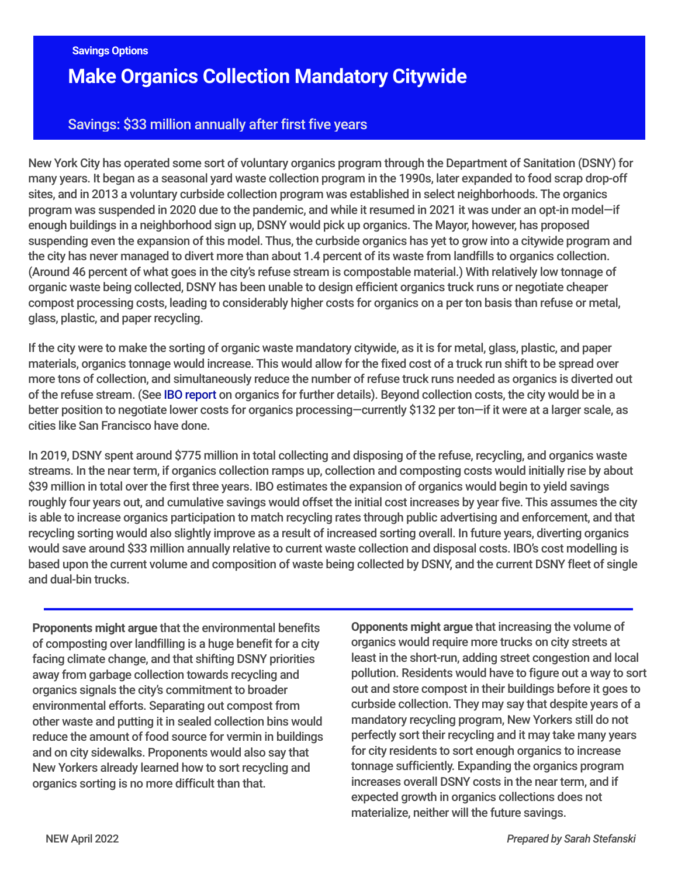Savings Options

# Make Organics Collection Mandatory Citywide

## Savings: $33 million annually after first five years

New York City has operated some sort of voluntary organics program through the Department of Sanitation (DSNY) for many years. It began as a seasonal yard waste collection program in the 1990s, later expanded to food scrap drop-off sites, and in 2013 a voluntary curbside collection program was established in select neighborhoods. The organics program was suspended in 2020 due to the pandemic, and while it resumed in 2021 it was under an opt-in model—if enough buildings in a neighborhood sign up, DSNY would pick up organics. The Mayor, however, has proposed suspending even the expansion of this model. Thus, the curbside organics has yet to grow into a citywide program and the city has never managed to divert more than about 1.4 percent of its waste from landfills to organics collection. (Around 46 percent of what goes in the city's refuse stream is compostable material.) With relatively low tonnage of organic waste being collected, DSNY has been unable to design efficient organics truck runs or negotiate cheaper compost processing costs, leading to considerably higher costs for organics on a per ton basis than refuse or metal, glass, plastic, and paper recycling.

If the city were to make the sorting of organic waste mandatory citywide, as it is for metal, glass, plastic, and paper materials, organics tonnage would increase. This would allow for the fixed cost of a truck run shift to be spread over more tons of collection, and simultaneously reduce the number of refuse truck runs needed as organics is diverted out of the refuse stream. (See IBO report on organics for further details). Beyond collection costs, the city would be in a better position to negotiate lower costs for organics processing—currently $132 per ton—if it were at a larger scale, as cities like San Francisco have done.

In 2019, DSNY spent around $775 million in total collecting and disposing of the refuse, recycling, and organics waste streams. In the near term, if organics collection ramps up, collection and composting costs would initially rise by about $39 million in total over the first three years. IBO estimates the expansion of organics would begin to yield savings roughly four years out, and cumulative savings would offset the initial cost increases by year five. This assumes the city is able to increase organics participation to match recycling rates through public advertising and enforcement, and that recycling sorting would also slightly improve as a result of increased sorting overall. In future years, diverting organics would save around $33 million annually relative to current waste collection and disposal costs. IBO's cost modelling is based upon the current volume and composition of waste being collected by DSNY, and the current DSNY fleet of single and dual-bin trucks.

---

**Proponents might argue** that the environmental benefits of composting over landfilling is a huge benefit for a city facing climate change, and that shifting DSNY priorities away from garbage collection towards recycling and organics signals the city's commitment to broader environmental efforts. Separating out compost from other waste and putting it in sealed collection bins would reduce the amount of food source for vermin in buildings and on city sidewalks. Proponents would also say that New Yorkers already learned how to sort recycling and organics sorting is no more difficult than that.

**Opponents might argue** that increasing the volume of organics would require more trucks on city streets at least in the short-run, adding street congestion and local pollution. Residents would have to figure out a way to sort out and store compost in their buildings before it goes to curbside collection. They may say that despite years of a mandatory recycling program, New Yorkers still do not perfectly sort their recycling and it may take many years for city residents to sort enough organics to increase tonnage sufficiently. Expanding the organics program increases overall DSNY costs in the near term, and if expected growth in organics collections does not materialize, neither will the future savings.

NEW April 2022

*Prepared by Sarah Stefanski*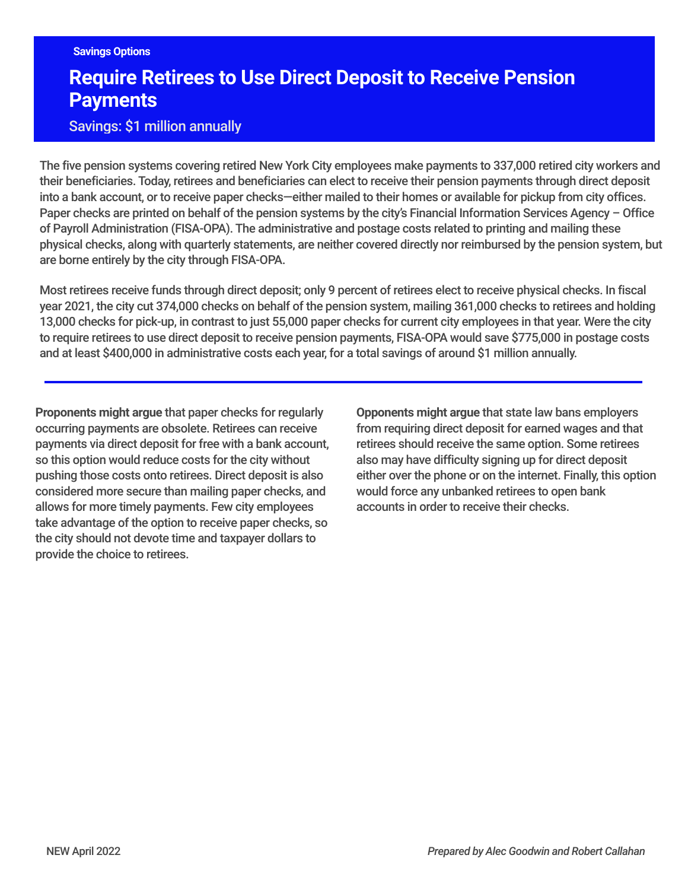Savings Options

# Require Retirees to Use Direct Deposit to Receive Pension Payments

Savings: $1 million annually

The five pension systems covering retired New York City employees make payments to 337,000 retired city workers and their beneficiaries. Today, retirees and beneficiaries can elect to receive their pension payments through direct deposit into a bank account, or to receive paper checks—either mailed to their homes or available for pickup from city offices. Paper checks are printed on behalf of the pension systems by the city's Financial Information Services Agency – Office of Payroll Administration (FISA-OPA). The administrative and postage costs related to printing and mailing these physical checks, along with quarterly statements, are neither covered directly nor reimbursed by the pension system, but are borne entirely by the city through FISA-OPA.

Most retirees receive funds through direct deposit; only 9 percent of retirees elect to receive physical checks. In fiscal year 2021, the city cut 374,000 checks on behalf of the pension system, mailing 361,000 checks to retirees and holding 13,000 checks for pick-up, in contrast to just 55,000 paper checks for current city employees in that year. Were the city to require retirees to use direct deposit to receive pension payments, FISA-OPA would save $775,000 in postage costs and at least $400,000 in administrative costs each year, for a total savings of around $1 million annually.

---

**Proponents might argue** that paper checks for regularly occurring payments are obsolete. Retirees can receive payments via direct deposit for free with a bank account, so this option would reduce costs for the city without pushing those costs onto retirees. Direct deposit is also considered more secure than mailing paper checks, and allows for more timely payments. Few city employees take advantage of the option to receive paper checks, so the city should not devote time and taxpayer dollars to provide the choice to retirees.

**Opponents might argue** that state law bans employers from requiring direct deposit for earned wages and that retirees should receive the same option. Some retirees also may have difficulty signing up for direct deposit either over the phone or on the internet. Finally, this option would force any unbanked retirees to open bank accounts in order to receive their checks.

NEW April 2022

*Prepared by Alec Goodwin and Robert Callahan*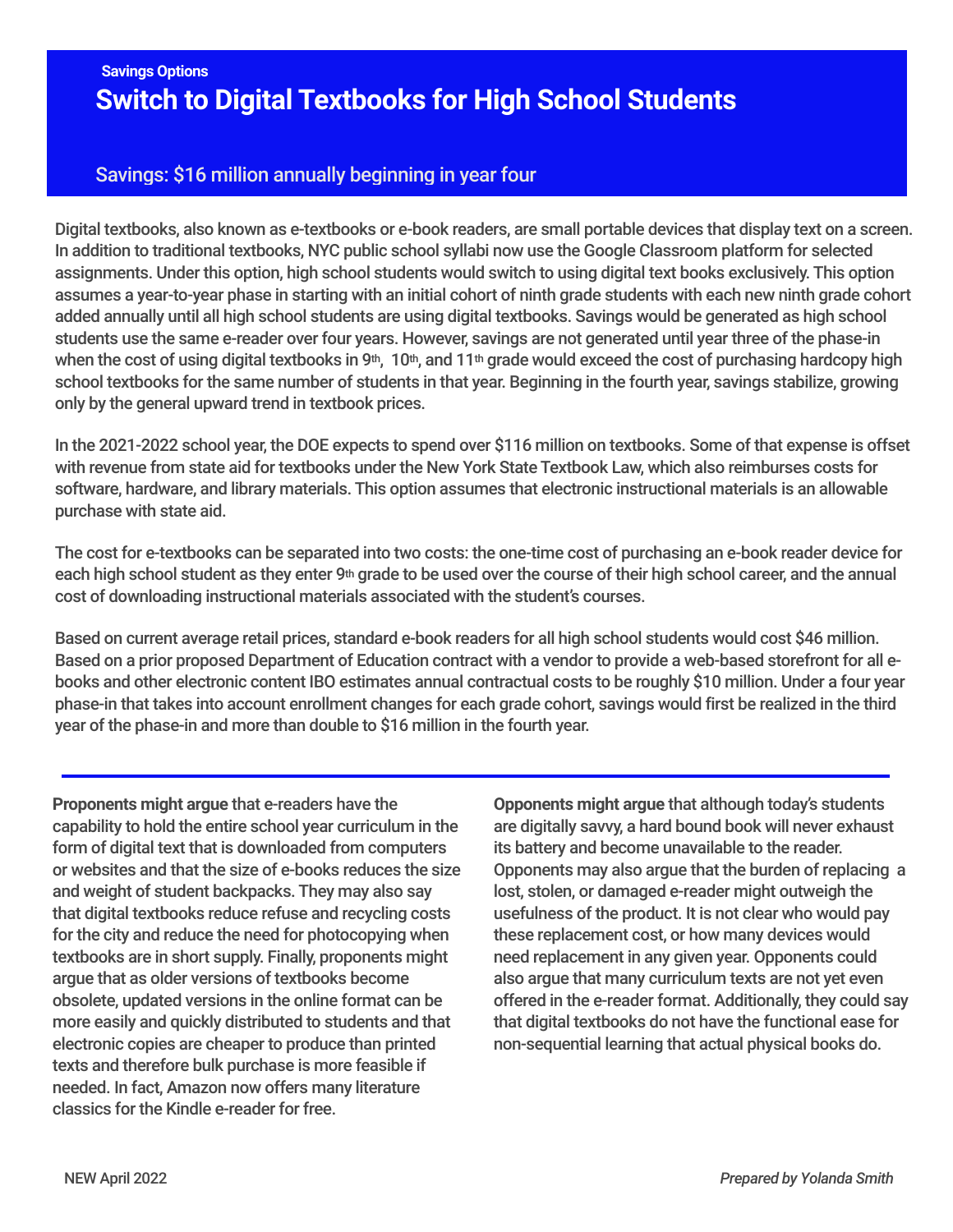Savings Options

# Switch to Digital Textbooks for High School Students

Savings: $16 million annually beginning in year four

Digital textbooks, also known as e-textbooks or e-book readers, are small portable devices that display text on a screen. In addition to traditional textbooks, NYC public school syllabi now use the Google Classroom platform for selected assignments. Under this option, high school students would switch to using digital text books exclusively. This option assumes a year-to-year phase in starting with an initial cohort of ninth grade students with each new ninth grade cohort added annually until all high school students are using digital textbooks. Savings would be generated as high school students use the same e-reader over four years. However, savings are not generated until year three of the phase-in when the cost of using digital textbooks in 9th, 10th, and 11th grade would exceed the cost of purchasing hardcopy high school textbooks for the same number of students in that year. Beginning in the fourth year, savings stabilize, growing only by the general upward trend in textbook prices.

In the 2021-2022 school year, the DOE expects to spend over $116 million on textbooks. Some of that expense is offset with revenue from state aid for textbooks under the New York State Textbook Law, which also reimburses costs for software, hardware, and library materials. This option assumes that electronic instructional materials is an allowable purchase with state aid.

The cost for e-textbooks can be separated into two costs: the one-time cost of purchasing an e-book reader device for each high school student as they enter 9th grade to be used over the course of their high school career, and the annual cost of downloading instructional materials associated with the student's courses.

Based on current average retail prices, standard e-book readers for all high school students would cost $46 million. Based on a prior proposed Department of Education contract with a vendor to provide a web-based storefront for all e-books and other electronic content IBO estimates annual contractual costs to be roughly $10 million. Under a four year phase-in that takes into account enrollment changes for each grade cohort, savings would first be realized in the third year of the phase-in and more than double to $16 million in the fourth year.

---

**Proponents might argue** that e-readers have the capability to hold the entire school year curriculum in the form of digital text that is downloaded from computers or websites and that the size of e-books reduces the size and weight of student backpacks. They may also say that digital textbooks reduce refuse and recycling costs for the city and reduce the need for photocopying when textbooks are in short supply. Finally, proponents might argue that as older versions of textbooks become obsolete, updated versions in the online format can be more easily and quickly distributed to students and that electronic copies are cheaper to produce than printed texts and therefore bulk purchase is more feasible if needed. In fact, Amazon now offers many literature classics for the Kindle e-reader for free.

**Opponents might argue** that although today's students are digitally savvy, a hard bound book will never exhaust its battery and become unavailable to the reader. Opponents may also argue that the burden of replacing a lost, stolen, or damaged e-reader might outweigh the usefulness of the product. It is not clear who would pay these replacement cost, or how many devices would need replacement in any given year. Opponents could also argue that many curriculum texts are not yet even offered in the e-reader format. Additionally, they could say that digital textbooks do not have the functional ease for non-sequential learning that actual physical books do.

NEW April 2022

*Prepared by Yolanda Smith*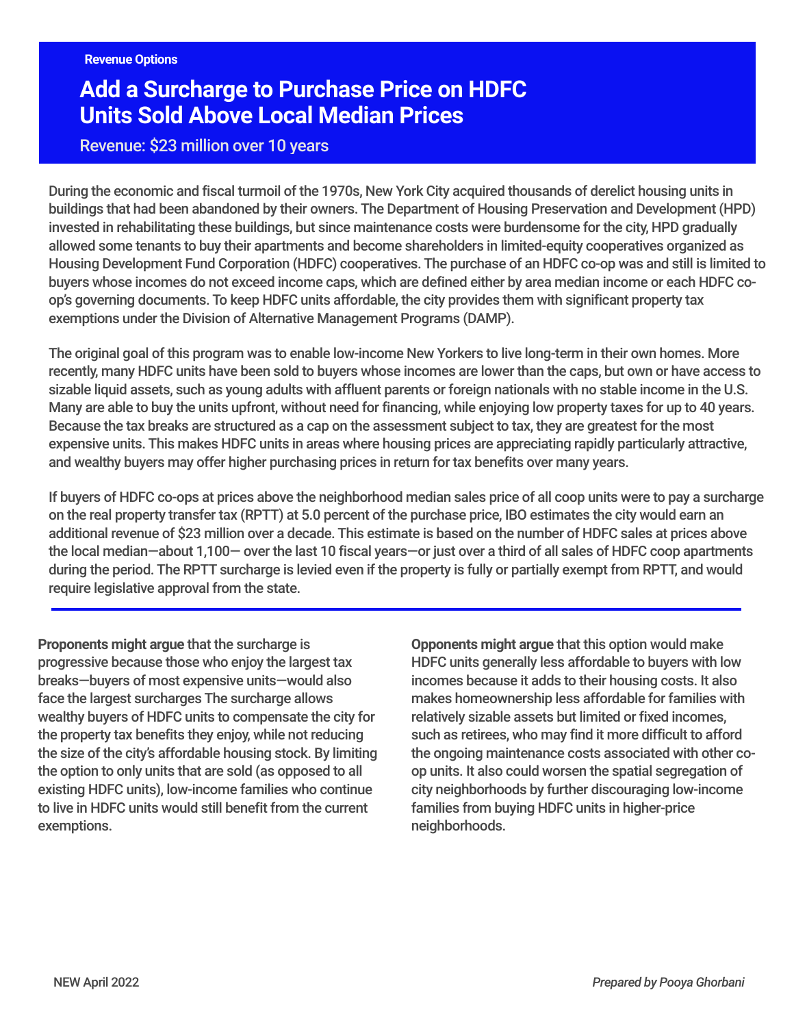Revenue Options

# Add a Surcharge to Purchase Price on HDFC Units Sold Above Local Median Prices

Revenue: $23 million over 10 years

During the economic and fiscal turmoil of the 1970s, New York City acquired thousands of derelict housing units in buildings that had been abandoned by their owners. The Department of Housing Preservation and Development (HPD) invested in rehabilitating these buildings, but since maintenance costs were burdensome for the city, HPD gradually allowed some tenants to buy their apartments and become shareholders in limited-equity cooperatives organized as Housing Development Fund Corporation (HDFC) cooperatives. The purchase of an HDFC co-op was and still is limited to buyers whose incomes do not exceed income caps, which are defined either by area median income or each HDFC co-op's governing documents. To keep HDFC units affordable, the city provides them with significant property tax exemptions under the Division of Alternative Management Programs (DAMP).

The original goal of this program was to enable low-income New Yorkers to live long-term in their own homes. More recently, many HDFC units have been sold to buyers whose incomes are lower than the caps, but own or have access to sizable liquid assets, such as young adults with affluent parents or foreign nationals with no stable income in the U.S. Many are able to buy the units upfront, without need for financing, while enjoying low property taxes for up to 40 years. Because the tax breaks are structured as a cap on the assessment subject to tax, they are greatest for the most expensive units. This makes HDFC units in areas where housing prices are appreciating rapidly particularly attractive, and wealthy buyers may offer higher purchasing prices in return for tax benefits over many years.

If buyers of HDFC co-ops at prices above the neighborhood median sales price of all coop units were to pay a surcharge on the real property transfer tax (RPTT) at 5.0 percent of the purchase price, IBO estimates the city would earn an additional revenue of $23 million over a decade. This estimate is based on the number of HDFC sales at prices above the local median—about 1,100— over the last 10 fiscal years—or just over a third of all sales of HDFC coop apartments during the period. The RPTT surcharge is levied even if the property is fully or partially exempt from RPTT, and would require legislative approval from the state.

**Proponents might argue** that the surcharge is progressive because those who enjoy the largest tax breaks—buyers of most expensive units—would also face the largest surcharges The surcharge allows wealthy buyers of HDFC units to compensate the city for the property tax benefits they enjoy, while not reducing the size of the city's affordable housing stock. By limiting the option to only units that are sold (as opposed to all existing HDFC units), low-income families who continue to live in HDFC units would still benefit from the current exemptions.

**Opponents might argue** that this option would make HDFC units generally less affordable to buyers with low incomes because it adds to their housing costs. It also makes homeownership less affordable for families with relatively sizable assets but limited or fixed incomes, such as retirees, who may find it more difficult to afford the ongoing maintenance costs associated with other co-op units. It also could worsen the spatial segregation of city neighborhoods by further discouraging low-income families from buying HDFC units in higher-price neighborhoods.

NEW April 2022

*Prepared by Pooya Ghorbani*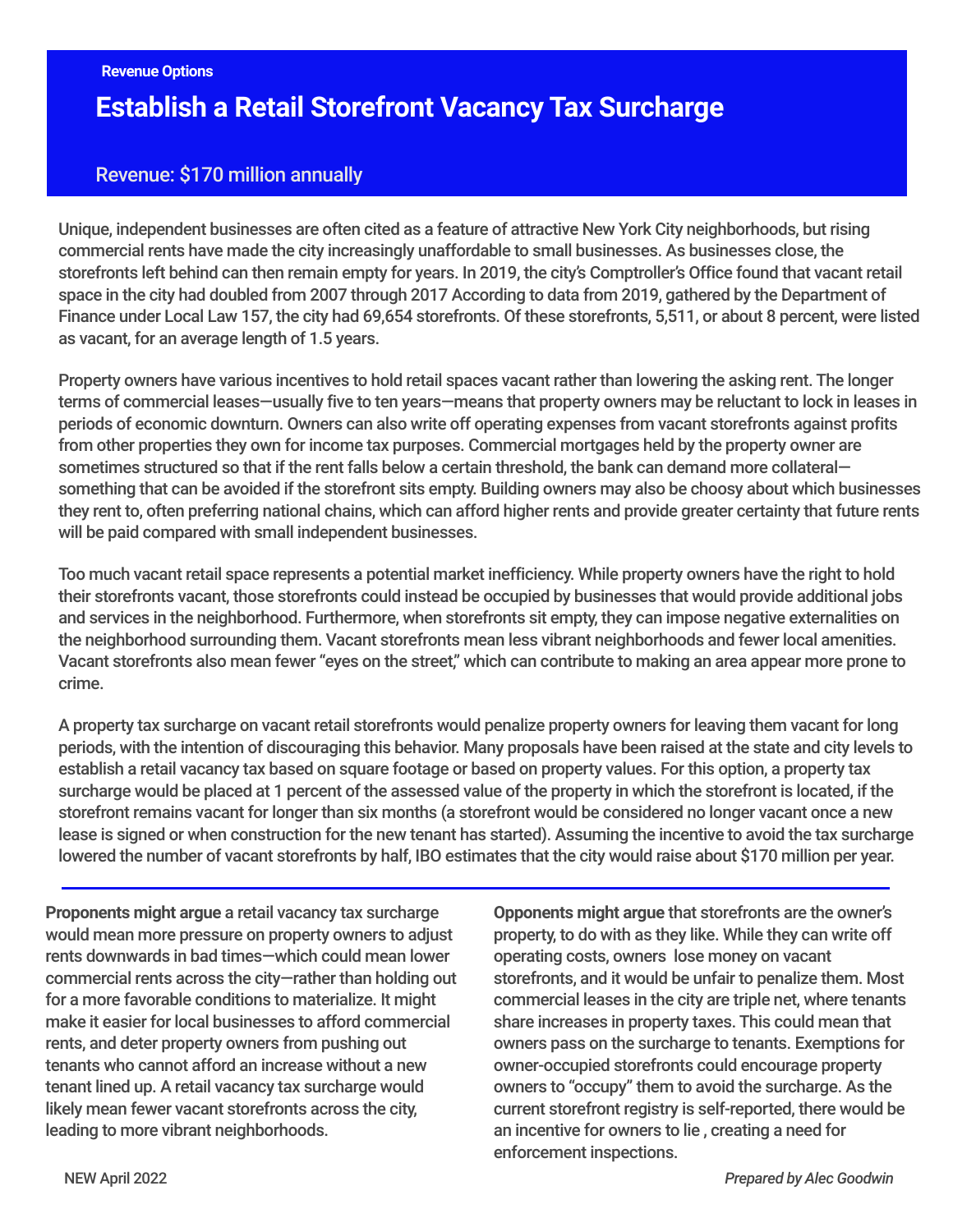Revenue Options

# Establish a Retail Storefront Vacancy Tax Surcharge

Revenue: $170 million annually

Unique, independent businesses are often cited as a feature of attractive New York City neighborhoods, but rising commercial rents have made the city increasingly unaffordable to small businesses. As businesses close, the storefronts left behind can then remain empty for years. In 2019, the city's Comptroller's Office found that vacant retail space in the city had doubled from 2007 through 2017 According to data from 2019, gathered by the Department of Finance under Local Law 157, the city had 69,654 storefronts. Of these storefronts, 5,511, or about 8 percent, were listed as vacant, for an average length of 1.5 years.

Property owners have various incentives to hold retail spaces vacant rather than lowering the asking rent. The longer terms of commercial leases—usually five to ten years—means that property owners may be reluctant to lock in leases in periods of economic downturn. Owners can also write off operating expenses from vacant storefronts against profits from other properties they own for income tax purposes. Commercial mortgages held by the property owner are sometimes structured so that if the rent falls below a certain threshold, the bank can demand more collateral—something that can be avoided if the storefront sits empty. Building owners may also be choosy about which businesses they rent to, often preferring national chains, which can afford higher rents and provide greater certainty that future rents will be paid compared with small independent businesses.

Too much vacant retail space represents a potential market inefficiency. While property owners have the right to hold their storefronts vacant, those storefronts could instead be occupied by businesses that would provide additional jobs and services in the neighborhood. Furthermore, when storefronts sit empty, they can impose negative externalities on the neighborhood surrounding them. Vacant storefronts mean less vibrant neighborhoods and fewer local amenities. Vacant storefronts also mean fewer "eyes on the street," which can contribute to making an area appear more prone to crime.

A property tax surcharge on vacant retail storefronts would penalize property owners for leaving them vacant for long periods, with the intention of discouraging this behavior. Many proposals have been raised at the state and city levels to establish a retail vacancy tax based on square footage or based on property values. For this option, a property tax surcharge would be placed at 1 percent of the assessed value of the property in which the storefront is located, if the storefront remains vacant for longer than six months (a storefront would be considered no longer vacant once a new lease is signed or when construction for the new tenant has started). Assuming the incentive to avoid the tax surcharge lowered the number of vacant storefronts by half, IBO estimates that the city would raise about $170 million per year.

---

**Proponents might argue** a retail vacancy tax surcharge would mean more pressure on property owners to adjust rents downwards in bad times—which could mean lower commercial rents across the city—rather than holding out for a more favorable conditions to materialize. It might make it easier for local businesses to afford commercial rents, and deter property owners from pushing out tenants who cannot afford an increase without a new tenant lined up. A retail vacancy tax surcharge would likely mean fewer vacant storefronts across the city, leading to more vibrant neighborhoods.

**Opponents might argue** that storefronts are the owner's property, to do with as they like. While they can write off operating costs, owners lose money on vacant storefronts, and it would be unfair to penalize them. Most commercial leases in the city are triple net, where tenants share increases in property taxes. This could mean that owners pass on the surcharge to tenants. Exemptions for owner-occupied storefronts could encourage property owners to "occupy" them to avoid the surcharge. As the current storefront registry is self-reported, there would be an incentive for owners to lie , creating a need for enforcement inspections.

NEW April 2022

*Prepared by Alec Goodwin*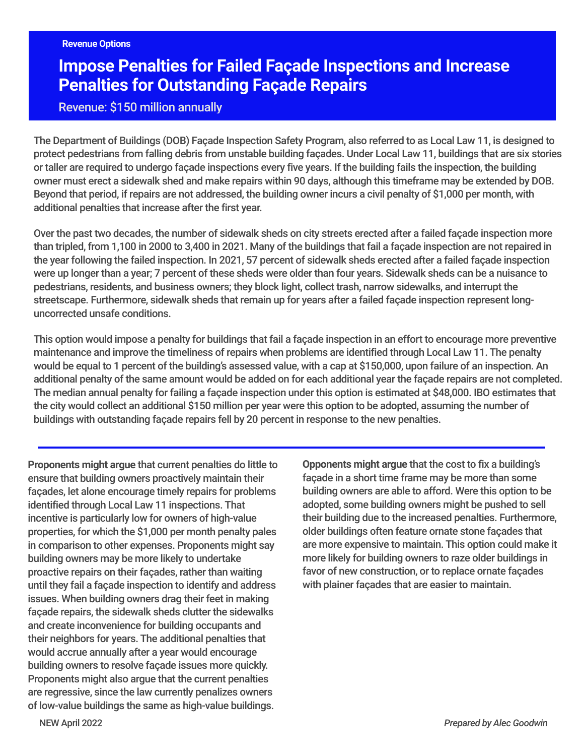Revenue Options

# Impose Penalties for Failed Façade Inspections and Increase Penalties for Outstanding Façade Repairs

Revenue: $150 million annually

The Department of Buildings (DOB) Façade Inspection Safety Program, also referred to as Local Law 11, is designed to protect pedestrians from falling debris from unstable building façades. Under Local Law 11, buildings that are six stories or taller are required to undergo façade inspections every five years. If the building fails the inspection, the building owner must erect a sidewalk shed and make repairs within 90 days, although this timeframe may be extended by DOB. Beyond that period, if repairs are not addressed, the building owner incurs a civil penalty of $1,000 per month, with additional penalties that increase after the first year.

Over the past two decades, the number of sidewalk sheds on city streets erected after a failed façade inspection more than tripled, from 1,100 in 2000 to 3,400 in 2021. Many of the buildings that fail a façade inspection are not repaired in the year following the failed inspection. In 2021, 57 percent of sidewalk sheds erected after a failed façade inspection were up longer than a year; 7 percent of these sheds were older than four years. Sidewalk sheds can be a nuisance to pedestrians, residents, and business owners; they block light, collect trash, narrow sidewalks, and interrupt the streetscape. Furthermore, sidewalk sheds that remain up for years after a failed façade inspection represent long-uncorrected unsafe conditions.

This option would impose a penalty for buildings that fail a façade inspection in an effort to encourage more preventive maintenance and improve the timeliness of repairs when problems are identified through Local Law 11. The penalty would be equal to 1 percent of the building's assessed value, with a cap at $150,000, upon failure of an inspection. An additional penalty of the same amount would be added on for each additional year the façade repairs are not completed. The median annual penalty for failing a façade inspection under this option is estimated at $48,000. IBO estimates that the city would collect an additional $150 million per year were this option to be adopted, assuming the number of buildings with outstanding façade repairs fell by 20 percent in response to the new penalties.

**Proponents might argue** that current penalties do little to ensure that building owners proactively maintain their façades, let alone encourage timely repairs for problems identified through Local Law 11 inspections. That incentive is particularly low for owners of high-value properties, for which the $1,000 per month penalty pales in comparison to other expenses. Proponents might say building owners may be more likely to undertake proactive repairs on their façades, rather than waiting until they fail a façade inspection to identify and address issues. When building owners drag their feet in making façade repairs, the sidewalk sheds clutter the sidewalks and create inconvenience for building occupants and their neighbors for years. The additional penalties that would accrue annually after a year would encourage building owners to resolve façade issues more quickly. Proponents might also argue that the current penalties are regressive, since the law currently penalizes owners of low-value buildings the same as high-value buildings.

**Opponents might argue** that the cost to fix a building's façade in a short time frame may be more than some building owners are able to afford. Were this option to be adopted, some building owners might be pushed to sell their building due to the increased penalties. Furthermore, older buildings often feature ornate stone façades that are more expensive to maintain. This option could make it more likely for building owners to raze older buildings in favor of new construction, or to replace ornate façades with plainer façades that are easier to maintain.

NEW April 2022

*Prepared by Alec Goodwin*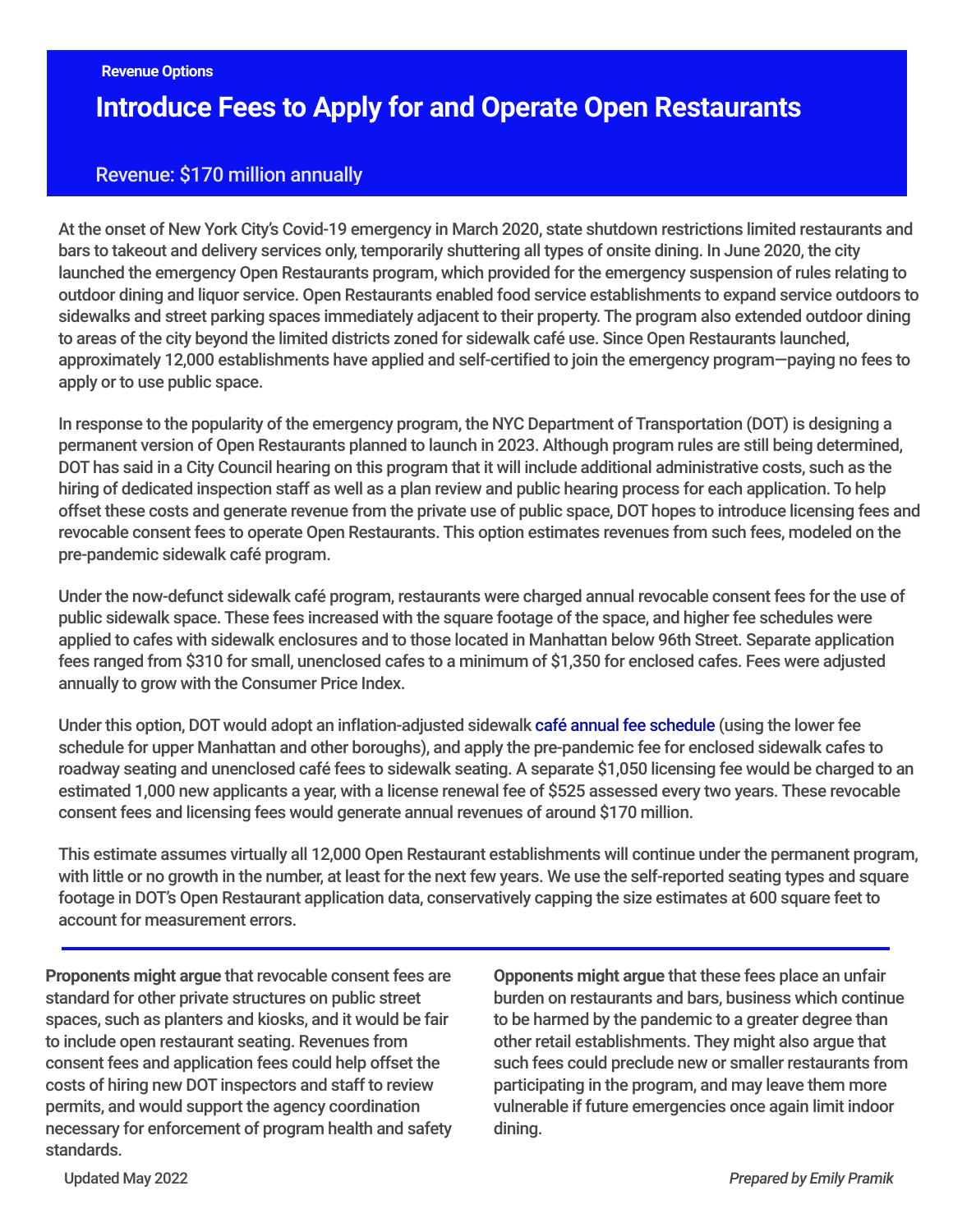Revenue Options

# Introduce Fees to Apply for and Operate Open Restaurants

Revenue: $170 million annually

At the onset of New York City's Covid-19 emergency in March 2020, state shutdown restrictions limited restaurants and bars to takeout and delivery services only, temporarily shuttering all types of onsite dining. In June 2020, the city launched the emergency Open Restaurants program, which provided for the emergency suspension of rules relating to outdoor dining and liquor service. Open Restaurants enabled food service establishments to expand service outdoors to sidewalks and street parking spaces immediately adjacent to their property. The program also extended outdoor dining to areas of the city beyond the limited districts zoned for sidewalk café use. Since Open Restaurants launched, approximately 12,000 establishments have applied and self-certified to join the emergency program—paying no fees to apply or to use public space.

In response to the popularity of the emergency program, the NYC Department of Transportation (DOT) is designing a permanent version of Open Restaurants planned to launch in 2023. Although program rules are still being determined, DOT has said in a City Council hearing on this program that it will include additional administrative costs, such as the hiring of dedicated inspection staff as well as a plan review and public hearing process for each application. To help offset these costs and generate revenue from the private use of public space, DOT hopes to introduce licensing fees and revocable consent fees to operate Open Restaurants. This option estimates revenues from such fees, modeled on the pre-pandemic sidewalk café program.

Under the now-defunct sidewalk café program, restaurants were charged annual revocable consent fees for the use of public sidewalk space. These fees increased with the square footage of the space, and higher fee schedules were applied to cafes with sidewalk enclosures and to those located in Manhattan below 96th Street. Separate application fees ranged from $310 for small, unenclosed cafes to a minimum of $1,350 for enclosed cafes. Fees were adjusted annually to grow with the Consumer Price Index.

Under this option, DOT would adopt an inflation-adjusted sidewalk café annual fee schedule (using the lower fee schedule for upper Manhattan and other boroughs), and apply the pre-pandemic fee for enclosed sidewalk cafes to roadway seating and unenclosed café fees to sidewalk seating. A separate $1,050 licensing fee would be charged to an estimated 1,000 new applicants a year, with a license renewal fee of $525 assessed every two years. These revocable consent fees and licensing fees would generate annual revenues of around $170 million.

This estimate assumes virtually all 12,000 Open Restaurant establishments will continue under the permanent program, with little or no growth in the number, at least for the next few years. We use the self-reported seating types and square footage in DOT's Open Restaurant application data, conservatively capping the size estimates at 600 square feet to account for measurement errors.

**Proponents might argue** that revocable consent fees are standard for other private structures on public street spaces, such as planters and kiosks, and it would be fair to include open restaurant seating. Revenues from consent fees and application fees could help offset the costs of hiring new DOT inspectors and staff to review permits, and would support the agency coordination necessary for enforcement of program health and safety standards.

**Opponents might argue** that these fees place an unfair burden on restaurants and bars, business which continue to be harmed by the pandemic to a greater degree than other retail establishments. They might also argue that such fees could preclude new or smaller restaurants from participating in the program, and may leave them more vulnerable if future emergencies once again limit indoor dining.

Updated May 2022

*Prepared by Emily Pramik*